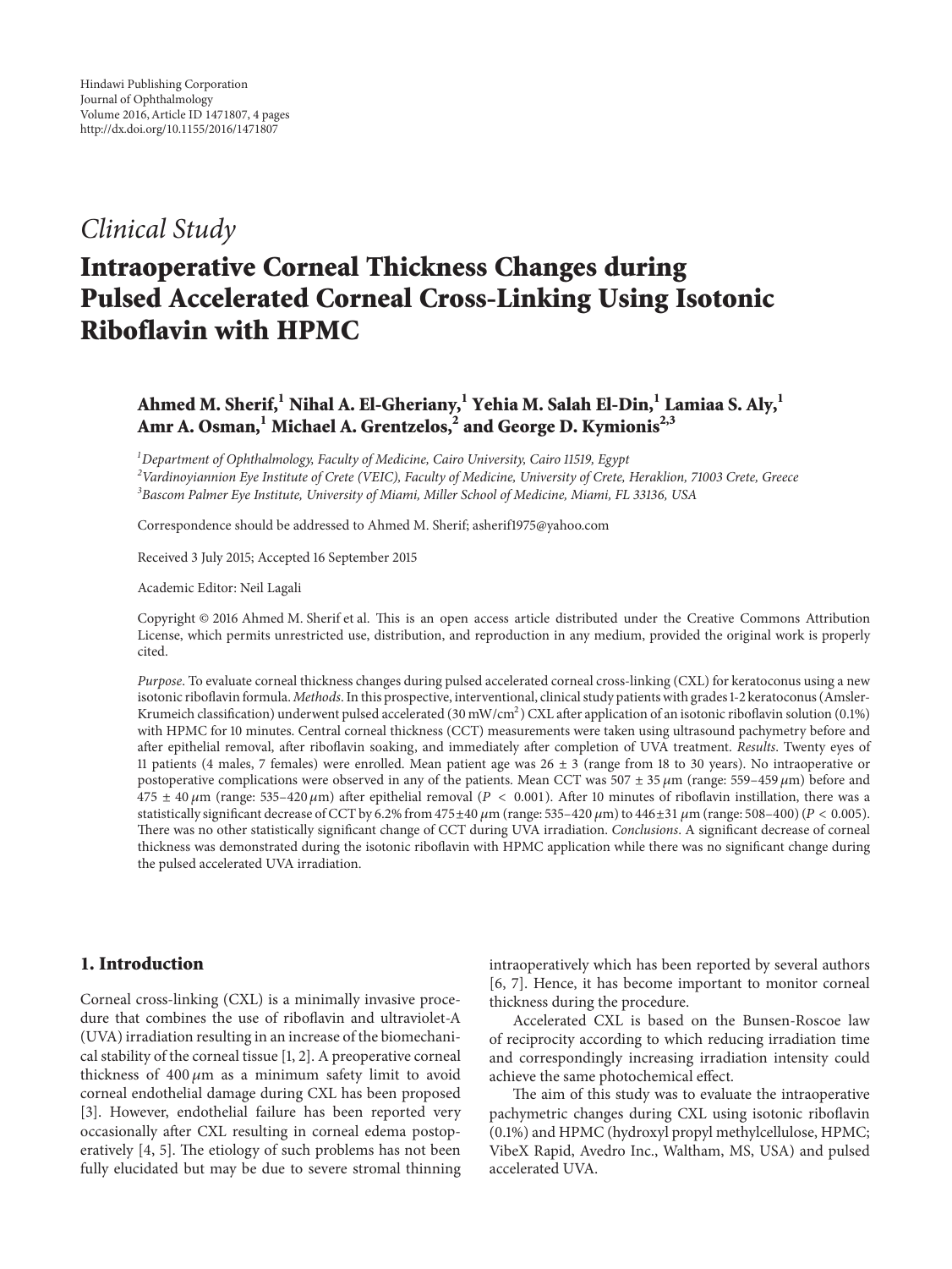Hindawi Publishing Corporation
Journal of Ophthalmology
Volume 2016, Article ID 1471807, 4 pages
http://dx.doi.org/10.1155/2016/1471807

*Clinical Study*

# Intraoperative Corneal Thickness Changes during Pulsed Accelerated Corneal Cross-Linking Using Isotonic Riboflavin with HPMC

**Ahmed M. Sherif,[1] Nihal A. El-Gheriany,[1] Yehia M. Salah El-Din,[1] Lamiaa S. Aly,[1] Amr A. Osman,[1] Michael A. Grentzelos,[2] and George D. Kymionis[2,3]**

[1] *Department of Ophthalmology, Faculty of Medicine, Cairo University, Cairo 11519, Egypt*
[2] *Vardinoyiannion Eye Institute of Crete (VEIC), Faculty of Medicine, University of Crete, Heraklion, 71003 Crete, Greece*
[3] *Bascom Palmer Eye Institute, University of Miami, Miller School of Medicine, Miami, FL 33136, USA*

Correspondence should be addressed to Ahmed M. Sherif; asherif1975@yahoo.com

Received 3 July 2015; Accepted 16 September 2015

Academic Editor: Neil Lagali

Copyright © 2016 Ahmed M. Sherif et al. This is an open access article distributed under the Creative Commons Attribution License, which permits unrestricted use, distribution, and reproduction in any medium, provided the original work is properly cited.

*Purpose*. To evaluate corneal thickness changes during pulsed accelerated corneal cross-linking (CXL) for keratoconus using a new isotonic riboflavin formula. *Methods*. In this prospective, interventional, clinical study patients with grades 1-2 keratoconus (Amsler-Krumeich classification) underwent pulsed accelerated (30 mW/cm$^2$) CXL after application of an isotonic riboflavin solution (0.1%) with HPMC for 10 minutes. Central corneal thickness (CCT) measurements were taken using ultrasound pachymetry before and after epithelial removal, after riboflavin soaking, and immediately after completion of UVA treatment. *Results*. Twenty eyes of 11 patients (4 males, 7 females) were enrolled. Mean patient age was 26 ± 3 (range from 18 to 30 years). No intraoperative or postoperative complications were observed in any of the patients. Mean CCT was 507 ± 35 $\mu$m (range: 559–459 $\mu$m) before and 475 ± 40 $\mu$m (range: 535–420 $\mu$m) after epithelial removal ($P < 0.001$). After 10 minutes of riboflavin instillation, there was a statistically significant decrease of CCT by 6.2% from 475±40 $\mu$m (range: 535–420 $\mu$m) to 446±31 $\mu$m (range: 508–400) ($P < 0.005$). There was no other statistically significant change of CCT during UVA irradiation. *Conclusions*. A significant decrease of corneal thickness was demonstrated during the isotonic riboflavin with HPMC application while there was no significant change during the pulsed accelerated UVA irradiation.

## 1. Introduction

Corneal cross-linking (CXL) is a minimally invasive procedure that combines the use of riboflavin and ultraviolet-A (UVA) irradiation resulting in an increase of the biomechanical stability of the corneal tissue [1, 2]. A preoperative corneal thickness of 400 $\mu$m as a minimum safety limit to avoid corneal endothelial damage during CXL has been proposed [3]. However, endothelial failure has been reported very occasionally after CXL resulting in corneal edema postoperatively [4, 5]. The etiology of such problems has not been fully elucidated but may be due to severe stromal thinning intraoperatively which has been reported by several authors [6, 7]. Hence, it has become important to monitor corneal thickness during the procedure.

Accelerated CXL is based on the Bunsen-Roscoe law of reciprocity according to which reducing irradiation time and correspondingly increasing irradiation intensity could achieve the same photochemical effect.

The aim of this study was to evaluate the intraoperative pachymetric changes during CXL using isotonic riboflavin (0.1%) and HPMC (hydroxyl propyl methylcellulose, HPMC; VibeX Rapid, Avedro Inc., Waltham, MS, USA) and pulsed accelerated UVA.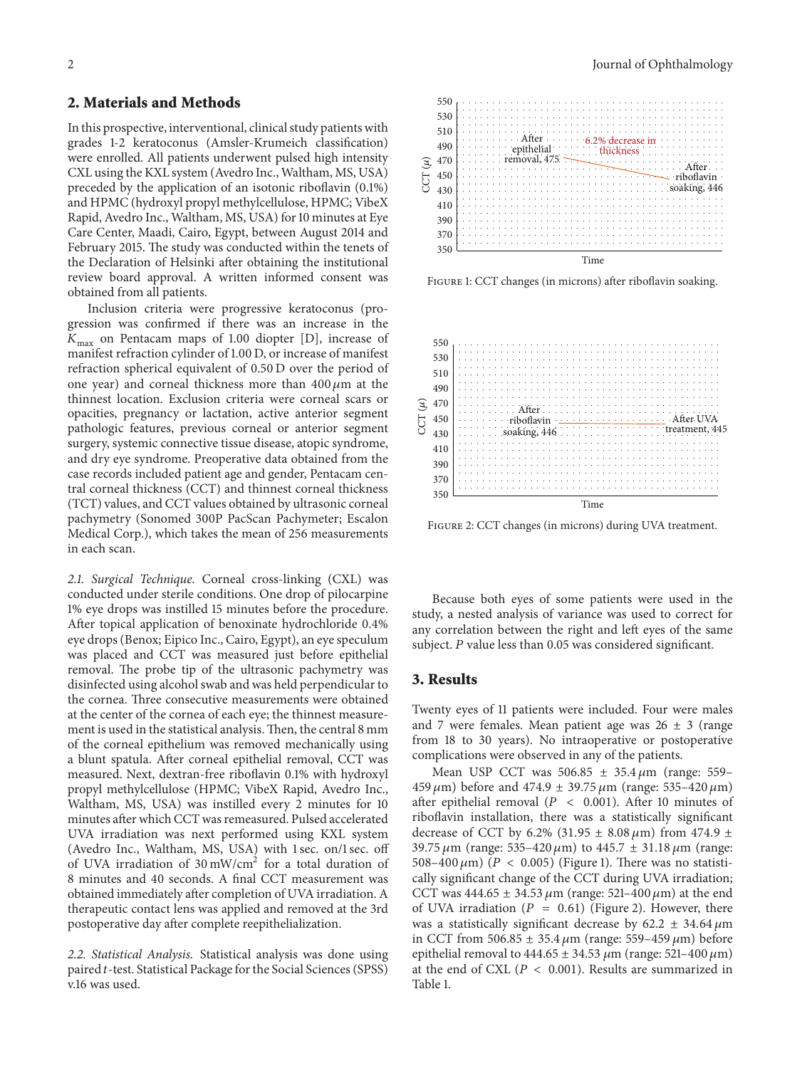## 2. Materials and Methods

In this prospective, interventional, clinical study patients with grades 1-2 keratoconus (Amsler-Krumeich classification) were enrolled. All patients underwent pulsed high intensity CXL using the KXL system (Avedro Inc., Waltham, MS, USA) preceded by the application of an isotonic riboflavin (0.1%) and HPMC (hydroxyl propyl methylcellulose, HPMC; VibeX Rapid, Avedro Inc., Waltham, MS, USA) for 10 minutes at Eye Care Center, Maadi, Cairo, Egypt, between August 2014 and February 2015. The study was conducted within the tenets of the Declaration of Helsinki after obtaining the institutional review board approval. A written informed consent was obtained from all patients.

Inclusion criteria were progressive keratoconus (progression was confirmed if there was an increase in the $K_{\max}$ on Pentacam maps of 1.00 diopter [D], increase of manifest refraction cylinder of 1.00 D, or increase of manifest refraction spherical equivalent of 0.50 D over the period of one year) and corneal thickness more than 400 $\mu$m at the thinnest location. Exclusion criteria were corneal scars or opacities, pregnancy or lactation, active anterior segment pathologic features, previous corneal or anterior segment surgery, systemic connective tissue disease, atopic syndrome, and dry eye syndrome. Preoperative data obtained from the case records included patient age and gender, Pentacam central corneal thickness (CCT) and thinnest corneal thickness (TCT) values, and CCT values obtained by ultrasonic corneal pachymetry (Sonomed 300P PacScan Pachymeter; Escalon Medical Corp.), which takes the mean of 256 measurements in each scan.

*2.1. Surgical Technique.* Corneal cross-linking (CXL) was conducted under sterile conditions. One drop of pilocarpine 1% eye drops was instilled 15 minutes before the procedure. After topical application of benoxinate hydrochloride 0.4% eye drops (Benox; Eipico Inc., Cairo, Egypt), an eye speculum was placed and CCT was measured just before epithelial removal. The probe tip of the ultrasonic pachymetry was disinfected using alcohol swab and was held perpendicular to the cornea. Three consecutive measurements were obtained at the center of the cornea of each eye; the thinnest measurement is used in the statistical analysis. Then, the central 8 mm of the corneal epithelium was removed mechanically using a blunt spatula. After corneal epithelial removal, CCT was measured. Next, dextran-free riboflavin 0.1% with hydroxyl propyl methylcellulose (HPMC; VibeX Rapid, Avedro Inc., Waltham, MS, USA) was instilled every 2 minutes for 10 minutes after which CCT was remeasured. Pulsed accelerated UVA irradiation was next performed using KXL system (Avedro Inc., Waltham, MS, USA) with 1 sec. on/1 sec. off of UVA irradiation of 30 mW/cm$^2$ for a total duration of 8 minutes and 40 seconds. A final CCT measurement was obtained immediately after completion of UVA irradiation. A therapeutic contact lens was applied and removed at the 3rd postoperative day after complete reepithelialization.

*2.2. Statistical Analysis.* Statistical analysis was done using paired *t*-test. Statistical Package for the Social Sciences (SPSS) v.16 was used.

Figure 1: CCT changes (in microns) after riboflavin soaking.

Figure 2: CCT changes (in microns) during UVA treatment.

Because both eyes of some patients were used in the study, a nested analysis of variance was used to correct for any correlation between the right and left eyes of the same subject. *P* value less than 0.05 was considered significant.

## 3. Results

Twenty eyes of 11 patients were included. Four were males and 7 were females. Mean patient age was 26 ± 3 (range from 18 to 30 years). No intraoperative or postoperative complications were observed in any of the patients.

Mean USP CCT was 506.85 ± 35.4 $\mu$m (range: 559–459 $\mu$m) before and 474.9 ± 39.75 $\mu$m (range: 535–420 $\mu$m) after epithelial removal ($P < 0.001$). After 10 minutes of riboflavin installation, there was a statistically significant decrease of CCT by 6.2% (31.95 ± 8.08 $\mu$m) from 474.9 ± 39.75 $\mu$m (range: 535–420 $\mu$m) to 445.7 ± 31.18 $\mu$m (range: 508–400 $\mu$m) ($P < 0.005$) (Figure 1). There was no statistically significant change of the CCT during UVA irradiation; CCT was 444.65 ± 34.53 $\mu$m (range: 521–400 $\mu$m) at the end of UVA irradiation ($P = 0.61$) (Figure 2). However, there was a statistically significant decrease by 62.2 ± 34.64 $\mu$m in CCT from 506.85 ± 35.4 $\mu$m (range: 559–459 $\mu$m) before epithelial removal to 444.65 ± 34.53 $\mu$m (range: 521–400 $\mu$m) at the end of CXL ($P < 0.001$). Results are summarized in Table 1.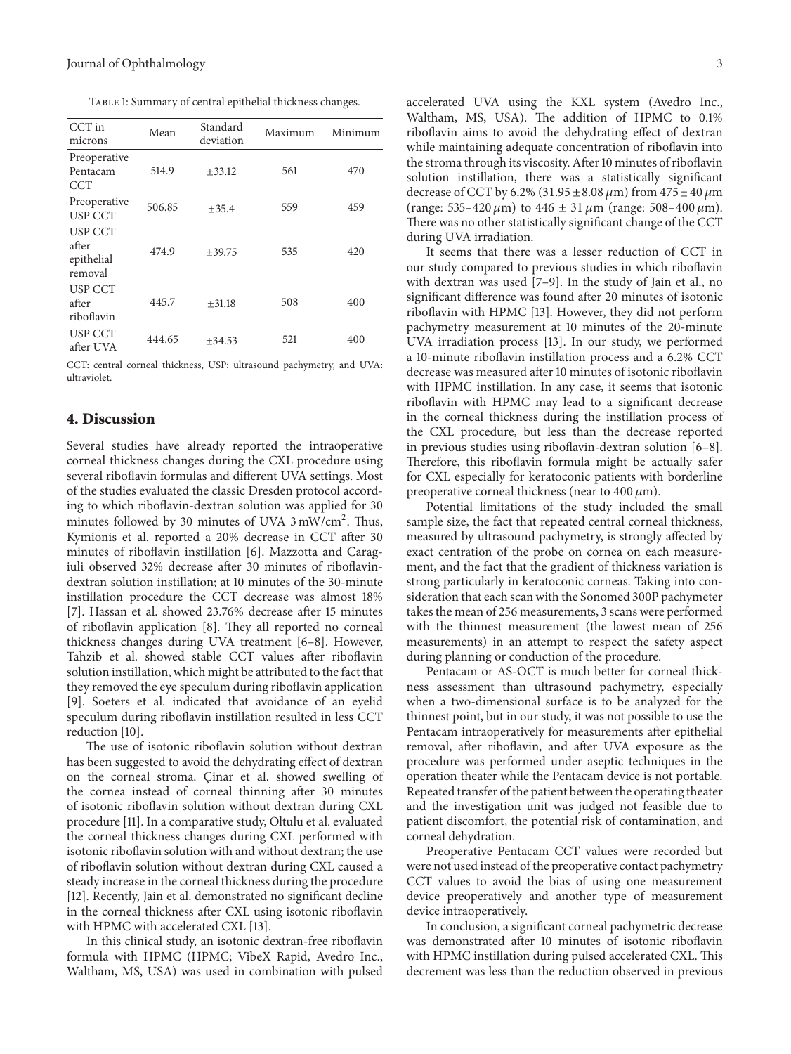Table 1: Summary of central epithelial thickness changes.

| CCT in microns | Mean | Standard deviation | Maximum | Minimum |
|---|---|---|---|---|
| Preoperative Pentacam CCT | 514.9 | ±33.12 | 561 | 470 |
| Preoperative USP CCT | 506.85 | ±35.4 | 559 | 459 |
| USP CCT after epithelial removal | 474.9 | ±39.75 | 535 | 420 |
| USP CCT after riboflavin | 445.7 | ±31.18 | 508 | 400 |
| USP CCT after UVA | 444.65 | ±34.53 | 521 | 400 |

CCT: central corneal thickness, USP: ultrasound pachymetry, and UVA: ultraviolet.

## 4. Discussion

Several studies have already reported the intraoperative corneal thickness changes during the CXL procedure using several riboflavin formulas and different UVA settings. Most of the studies evaluated the classic Dresden protocol according to which riboflavin-dextran solution was applied for 30 minutes followed by 30 minutes of UVA $3\,\text{mW/cm}^2$. Thus, Kymionis et al. reported a 20% decrease in CCT after 30 minutes of riboflavin instillation [6]. Mazzotta and Caragiuli observed 32% decrease after 30 minutes of riboflavin-dextran solution instillation; at 10 minutes of the 30-minute instillation procedure the CCT decrease was almost 18% [7]. Hassan et al. showed 23.76% decrease after 15 minutes of riboflavin application [8]. They all reported no corneal thickness changes during UVA treatment [6–8]. However, Tahzib et al. showed stable CCT values after riboflavin solution instillation, which might be attributed to the fact that they removed the eye speculum during riboflavin application [9]. Soeters et al. indicated that avoidance of an eyelid speculum during riboflavin instillation resulted in less CCT reduction [10].

The use of isotonic riboflavin solution without dextran has been suggested to avoid the dehydrating effect of dextran on the corneal stroma. Çinar et al. showed swelling of the cornea instead of corneal thinning after 30 minutes of isotonic riboflavin solution without dextran during CXL procedure [11]. In a comparative study, Oltulu et al. evaluated the corneal thickness changes during CXL performed with isotonic riboflavin solution with and without dextran; the use of riboflavin solution without dextran during CXL caused a steady increase in the corneal thickness during the procedure [12]. Recently, Jain et al. demonstrated no significant decline in the corneal thickness after CXL using isotonic riboflavin with HPMC with accelerated CXL [13].

In this clinical study, an isotonic dextran-free riboflavin formula with HPMC (HPMC; VibeX Rapid, Avedro Inc., Waltham, MS, USA) was used in combination with pulsed accelerated UVA using the KXL system (Avedro Inc., Waltham, MS, USA). The addition of HPMC to 0.1% riboflavin aims to avoid the dehydrating effect of dextran while maintaining adequate concentration of riboflavin into the stroma through its viscosity. After 10 minutes of riboflavin solution instillation, there was a statistically significant decrease of CCT by 6.2% ($31.95 \pm 8.08\,\mu$m) from $475 \pm 40\,\mu$m (range: 535–420 $\mu$m) to $446 \pm 31\,\mu$m (range: 508–400 $\mu$m). There was no other statistically significant change of the CCT during UVA irradiation.

It seems that there was a lesser reduction of CCT in our study compared to previous studies in which riboflavin with dextran was used [7–9]. In the study of Jain et al., no significant difference was found after 20 minutes of isotonic riboflavin with HPMC [13]. However, they did not perform pachymetry measurement at 10 minutes of the 20-minute UVA irradiation process [13]. In our study, we performed a 10-minute riboflavin instillation process and a 6.2% CCT decrease was measured after 10 minutes of isotonic riboflavin with HPMC instillation. In any case, it seems that isotonic riboflavin with HPMC may lead to a significant decrease in the corneal thickness during the instillation process of the CXL procedure, but less than the decrease reported in previous studies using riboflavin-dextran solution [6–8]. Therefore, this riboflavin formula might be actually safer for CXL especially for keratoconic patients with borderline preoperative corneal thickness (near to 400 $\mu$m).

Potential limitations of the study included the small sample size, the fact that repeated central corneal thickness, measured by ultrasound pachymetry, is strongly affected by exact centration of the probe on cornea on each measurement, and the fact that the gradient of thickness variation is strong particularly in keratoconic corneas. Taking into consideration that each scan with the Sonomed 300P pachymeter takes the mean of 256 measurements, 3 scans were performed with the thinnest measurement (the lowest mean of 256 measurements) in an attempt to respect the safety aspect during planning or conduction of the procedure.

Pentacam or AS-OCT is much better for corneal thickness assessment than ultrasound pachymetry, especially when a two-dimensional surface is to be analyzed for the thinnest point, but in our study, it was not possible to use the Pentacam intraoperatively for measurements after epithelial removal, after riboflavin, and after UVA exposure as the procedure was performed under aseptic techniques in the operation theater while the Pentacam device is not portable. Repeated transfer of the patient between the operating theater and the investigation unit was judged not feasible due to patient discomfort, the potential risk of contamination, and corneal dehydration.

Preoperative Pentacam CCT values were recorded but were not used instead of the preoperative contact pachymetry CCT values to avoid the bias of using one measurement device preoperatively and another type of measurement device intraoperatively.

In conclusion, a significant corneal pachymetric decrease was demonstrated after 10 minutes of isotonic riboflavin with HPMC instillation during pulsed accelerated CXL. This decrement was less than the reduction observed in previous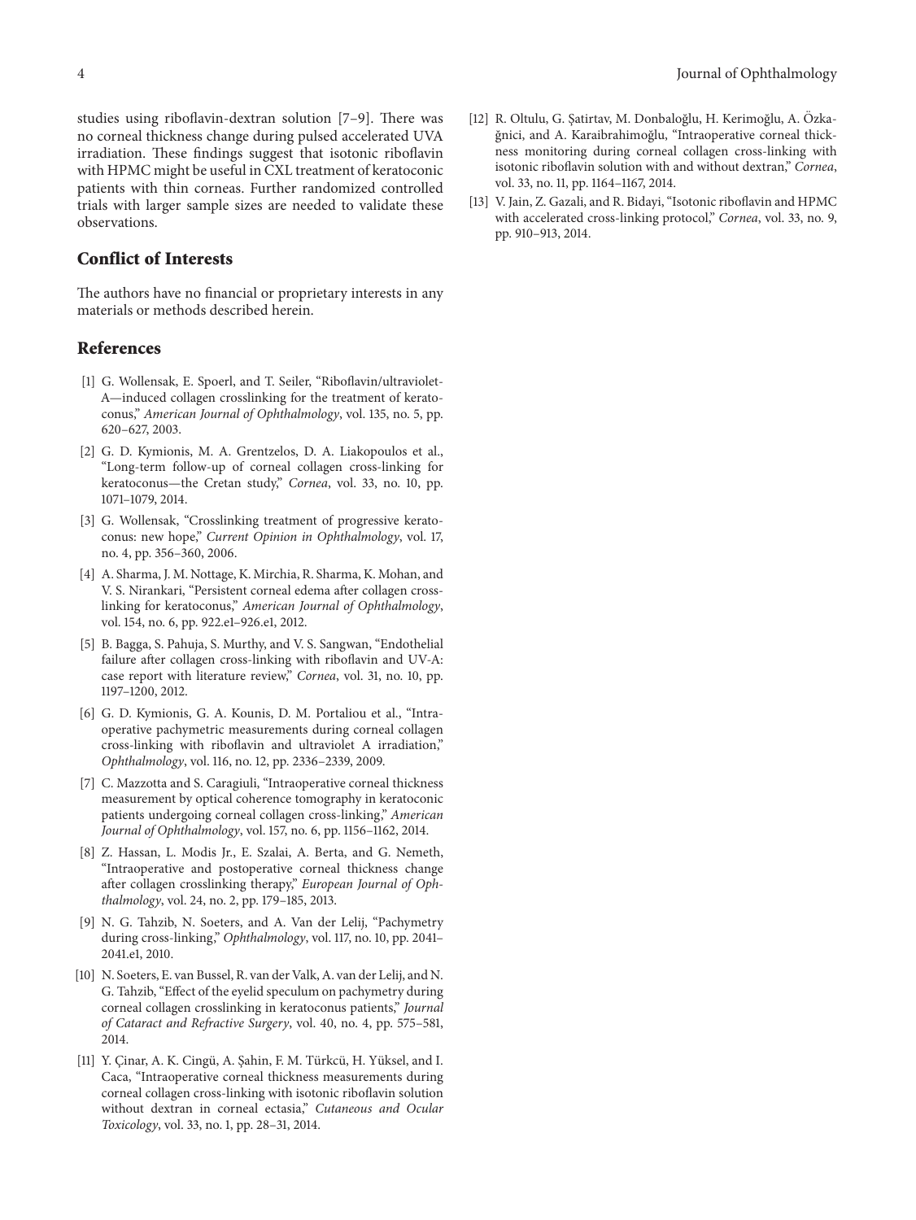studies using riboflavin-dextran solution [7–9]. There was no corneal thickness change during pulsed accelerated UVA irradiation. These findings suggest that isotonic riboflavin with HPMC might be useful in CXL treatment of keratoconic patients with thin corneas. Further randomized controlled trials with larger sample sizes are needed to validate these observations.

## Conflict of Interests

The authors have no financial or proprietary interests in any materials or methods described herein.

## References

[1] G. Wollensak, E. Spoerl, and T. Seiler, "Riboflavin/ultraviolet-A—induced collagen crosslinking for the treatment of keratoconus," *American Journal of Ophthalmology*, vol. 135, no. 5, pp. 620–627, 2003.

[2] G. D. Kymionis, M. A. Grentzelos, D. A. Liakopoulos et al., "Long-term follow-up of corneal collagen cross-linking for keratoconus—the Cretan study," *Cornea*, vol. 33, no. 10, pp. 1071–1079, 2014.

[3] G. Wollensak, "Crosslinking treatment of progressive keratoconus: new hope," *Current Opinion in Ophthalmology*, vol. 17, no. 4, pp. 356–360, 2006.

[4] A. Sharma, J. M. Nottage, K. Mirchia, R. Sharma, K. Mohan, and V. S. Nirankari, "Persistent corneal edema after collagen cross-linking for keratoconus," *American Journal of Ophthalmology*, vol. 154, no. 6, pp. 922.e1–926.e1, 2012.

[5] B. Bagga, S. Pahuja, S. Murthy, and V. S. Sangwan, "Endothelial failure after collagen cross-linking with riboflavin and UV-A: case report with literature review," *Cornea*, vol. 31, no. 10, pp. 1197–1200, 2012.

[6] G. D. Kymionis, G. A. Kounis, D. M. Portaliou et al., "Intraoperative pachymetric measurements during corneal collagen cross-linking with riboflavin and ultraviolet A irradiation," *Ophthalmology*, vol. 116, no. 12, pp. 2336–2339, 2009.

[7] C. Mazzotta and S. Caragiuli, "Intraoperative corneal thickness measurement by optical coherence tomography in keratoconic patients undergoing corneal collagen cross-linking," *American Journal of Ophthalmology*, vol. 157, no. 6, pp. 1156–1162, 2014.

[8] Z. Hassan, L. Modis Jr., E. Szalai, A. Berta, and G. Nemeth, "Intraoperative and postoperative corneal thickness change after collagen crosslinking therapy," *European Journal of Ophthalmology*, vol. 24, no. 2, pp. 179–185, 2013.

[9] N. G. Tahzib, N. Soeters, and A. Van der Lelij, "Pachymetry during cross-linking," *Ophthalmology*, vol. 117, no. 10, pp. 2041–2041.e1, 2010.

[10] N. Soeters, E. van Bussel, R. van der Valk, A. van der Lelij, and N. G. Tahzib, "Effect of the eyelid speculum on pachymetry during corneal collagen crosslinking in keratoconus patients," *Journal of Cataract and Refractive Surgery*, vol. 40, no. 4, pp. 575–581, 2014.

[11] Y. Çinar, A. K. Cingü, A. Şahin, F. M. Türkcü, H. Yüksel, and I. Caca, "Intraoperative corneal thickness measurements during corneal collagen cross-linking with isotonic riboflavin solution without dextran in corneal ectasia," *Cutaneous and Ocular Toxicology*, vol. 33, no. 1, pp. 28–31, 2014.

[12] R. Oltulu, G. Şatirtav, M. Donbaloğlu, H. Kerimoğlu, A. Özkağnici, and A. Karaibrahimoğlu, "Intraoperative corneal thickness monitoring during corneal collagen cross-linking with isotonic riboflavin solution with and without dextran," *Cornea*, vol. 33, no. 11, pp. 1164–1167, 2014.

[13] V. Jain, Z. Gazali, and R. Bidayi, "Isotonic riboflavin and HPMC with accelerated cross-linking protocol," *Cornea*, vol. 33, no. 9, pp. 910–913, 2014.